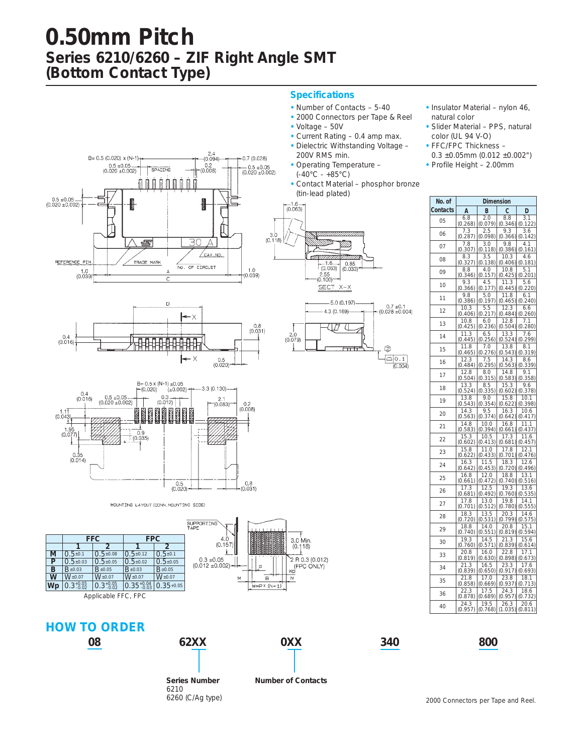# 0.50mm Pitch

## Series 6210/6260 – ZIF Right Angle SMT (Bottom Contact Type)

### Specifications

- Number of Contacts – 5-40
- 2000 Connectors per Tape & Reel
- Voltage – 50V
- Current Rating – 0.4 amp max.
- Dielectric Withstanding Voltage – 200V RMS min.
- Operating Temperature – (-40°C - +85°C)
- Contact Material – phosphor bronze (tin-lead plated)
- Insulator Material – nylon 46, natural color
- Slider Material – PPS, natural color (UL 94 V-O)
- FFC/FPC Thickness – 0.3 ±0.05mm (0.012 ±0.002")
- Profile Height – 2.00mm

| No. of Contacts | Dimension A | Dimension B | Dimension C | Dimension D |
|---|---|---|---|---|
| 05 | 6.8 (0.268) | 2.0 (0.079) | 8.8 (0.346) | 3.1 (0.122) |
| 06 | 7.3 (0.287) | 2.5 (0.098) | 9.3 (0.366) | 3.6 (0.142) |
| 07 | 7.8 (0.307) | 3.0 (0.118) | 9.8 (0.386) | 4.1 (0.161) |
| 08 | 8.3 (0.327) | 3.5 (0.138) | 10.3 (0.406) | 4.6 (0.181) |
| 09 | 8.8 (0.346) | 4.0 (0.157) | 10.8 (0.425) | 5.1 (0.201) |
| 10 | 9.3 (0.366) | 4.5 (0.177) | 11.3 (0.445) | 5.6 (0.220) |
| 11 | 9.8 (0.386) | 5.0 (0.197) | 11.8 (0.465) | 6.1 (0.240) |
| 12 | 10.3 (0.406) | 5.5 (0.217) | 12.3 (0.484) | 6.6 (0.260) |
| 13 | 10.8 (0.425) | 6.0 (0.236) | 12.8 (0.504) | 7.1 (0.280) |
| 14 | 11.3 (0.445) | 6.5 (0.256) | 13.3 (0.524) | 7.6 (0.299) |
| 15 | 11.8 (0.465) | 7.0 (0.276) | 13.8 (0.543) | 8.1 (0.319) |
| 16 | 12.3 (0.484) | 7.5 (0.295) | 14.3 (0.563) | 8.6 (0.339) |
| 17 | 12.8 (0.504) | 8.0 (0.315) | 14.8 (0.583) | 9.1 (0.358) |
| 18 | 13.3 (0.524) | 8.5 (0.335) | 15.3 (0.602) | 9.6 (0.378) |
| 19 | 13.8 (0.543) | 9.0 (0.354) | 15.8 (0.622) | 10.1 (0.398) |
| 20 | 14.3 (0.563) | 9.5 (0.374) | 16.3 (0.642) | 10.6 (0.417) |
| 21 | 14.8 (0.583) | 10.0 (0.394) | 16.8 (0.661) | 11.1 (0.437) |
| 22 | 15.3 (0.602) | 10.5 (0.413) | 17.3 (0.681) | 11.6 (0.457) |
| 23 | 15.8 (0.622) | 11.0 (0.433) | 17.8 (0.701) | 12.1 (0.476) |
| 24 | 16.3 (0.642) | 11.5 (0.453) | 18.3 (0.720) | 12.6 (0.496) |
| 25 | 16.8 (0.661) | 12.0 (0.472) | 18.8 (0.740) | 13.1 (0.516) |
| 26 | 17.3 (0.681) | 12.5 (0.492) | 19.3 (0.760) | 13.6 (0.535) |
| 27 | 17.8 (0.701) | 13.0 (0.512) | 19.8 (0.780) | 14.1 (0.555) |
| 28 | 18.3 (0.720) | 13.5 (0.531) | 20.3 (0.799) | 14.6 (0.575) |
| 29 | 18.8 (0.740) | 14.0 (0.551) | 20.8 (0.819) | 15.1 (0.594) |
| 30 | 19.3 (0.760) | 14.5 (0.571) | 21.3 (0.839) | 15.6 (0.614) |
| 33 | 20.8 (0.819) | 16.0 (0.630) | 22.8 (0.898) | 17.1 (0.673) |
| 34 | 21.3 (0.839) | 16.5 (0.650) | 23.3 (0.917) | 17.6 (0.693) |
| 35 | 21.8 (0.858) | 17.0 (0.669) | 23.8 (0.937) | 18.1 (0.713) |
| 36 | 22.3 (0.878) | 17.5 (0.689) | 24.3 (0.957) | 18.6 (0.732) |
| 40 | 24.3 (0.957) | 19.5 (0.768) | 26.3 (1.035) | 20.6 (0.811) |

B= 0.5 (0.020) x (N-1) · 0.5 ±0.05 (0.020 ±0.002) · SPACING · 2.4 (0.094) · 0.2 (0.008) · 0.7 (0.028) · 0.5 ±0.05 (0.020 ±0.002) · REFERENCE PIN · TRADE MARK · CAV. NO. · No. OF CIRCUIT · 1.0 (0.039) · A · C · 1.0 (0.039)

1.6 (0.063) · 3.0 (0.118) · 1.6 (0.063) · 0.85 (0.033) · 2.55 (0.100) · SECT X–X

D · X · 0.8 (0.031) · 0.4 (0.016) · 0.5 (0.020) · 5.0 (0.197) · 4.3 (0.169) · 0.7 ±0.1 (0.028 ±0.004) · 2.0 (0.079) · 0.1 (0.004)

B= 0.5 x (N-1) ±0.05 (0.020) (±0.002) · 3.3 (0.130) · 0.4 (0.016) · 0.5 ±0.05 (0.020 ±0.002) · 0.3 (0.012) · 2.1 (0.083) · 0.2 (0.008) · 1.1 (0.043) · 1.95 (0.077) · 0.9 (0.035) · 0.35 (0.014) · 0.5 (0.020) · 0.8 (0.031)

MOUNTING LAYOUT (CONN. MOUNTING SIDE)

|  | FFC 1 | FFC 2 | FPC 1 | FPC 2 |
|---|---|---|---|---|
| M | 0.5±0.1 | 0.5±0.08 | 0.5±0.12 | 0.5±0.1 |
| P | 0.5±0.03 | 0.5±0.05 | 0.5±0.02 | 0.5±0.05 |
| B | B±0.03 | B±0.05 | B±0.03 | B±0.05 |
| W | W±0.07 | W±0.07 | W±0.07 | W±0.07 |
| Wp | $0.3^{+0.05}_{-0.02}$ | $0.3^{+0.05}_{-0.02}$ | $0.35^{+0.04}_{-0.03}$ | 0.35+0.05 |

Applicable FFC, FPC

SUPPORTING TAPE · 4.0 (0.157) · 3.0 Min. (0.118) · 0.3 ±0.05 (0.012 ±0.002) · R 0.3 (0.012) (FPC ONLY) · P · Wp · M · B · M · W=P X (N+1)

## HOW TO ORDER

**08** · **62XX** · **0XX** · **340** · **800**

**Series Number**
6210
6260 (C/Ag type)

**Number of Contacts**

2000 Connectors per Tape and Reel.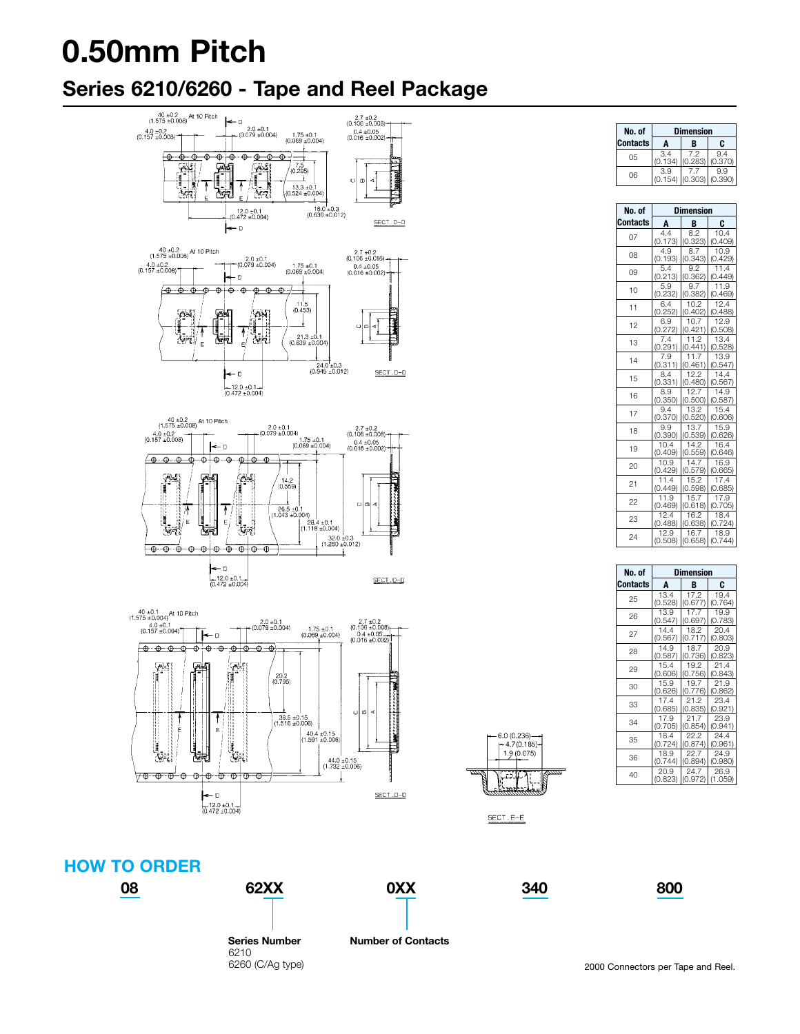# 0.50mm Pitch

## Series 6210/6260 - Tape and Reel Package

40 ±0.2 (1.575 ±0.008) At 10 Pitch
4.0 ±0.2 (0.157 ±0.008)
2.0 ±0.1 (0.079 ±0.004)
1.75 ±0.1 (0.069 ±0.004)
7.5 (0.295)
13.3 ±0.1 (0.524 ±0.004)
12.0 ±0.1 (0.472 ±0.004)
16.0 ±0.3 (0.630 ±0.012)
2.7 ±0.2 (0.106 ±0.008)
0.4 ±0.05 (0.016 ±0.002)
SECT. D–D

40 ±0.2 (1.575 ±0.008) At 10 Pitch
4.0 ±0.2 (0.157 ±0.008)
2.0 ±0.1 (0.079 ±0.004)
1.75 ±0.1 (0.069 ±0.004)
11.5 (0.453)
21.3 ±0.1 (0.839 ±0.004)
24.0 ±0.3 (0.945 ±0.012)
12.0 ±0.1 (0.472 ±0.004)
2.7 ±0.2 (0.106 ±0.016)
0.4 ±0.05 (0.016 ±0.002)
SECT. D–D

40 ±0.2 (1.575 ±0.008) At 10 Pitch
4.0 ±0.2 (0.157 ±0.008)
2.0 ±0.1 (0.079 ±0.004)
1.75 ±0.1 (0.069 ±0.004)
14.2 (0.559)
26.5 ±0.1 (1.043 ±0.004)
28.4 ±0.1 (1.118 ±0.004)
32.0 ±0.3 (1.260 ±0.012)
12.0 ±0.1 (0.472 ±0.004)
2.7 ±0.2 (0.106 ±0.008)
0.4 ±0.05 (0.016 ±0.002)
SECT. D–D

40 ±0.1 (1.575 ±0.004) At 10 Pitch
4.0 ±0.1 (0.157 ±0.004)
2.0 ±0.1 (0.079 ±0.004)
1.75 ±0.1 (0.069 ±0.004)
20.2 (0.795)
38.5 ±0.15 (1.516 ±0.006)
40.4 ±0.15 (1.591 ±0.006)
44.0 ±0.15 (1.732 ±0.006)
12.0 ±0.1 (0.472 ±0.004)
2.7 ±0.2 (0.106 ±0.008)
0.4 ±0.05 (0.016 ±0.002)
SECT. D–D

6.0 (0.236)
4.7 (0.185)
1.9 (0.075)
SECT. E–E

| No. of Contacts | Dimension A | Dimension B | Dimension C |
|---|---|---|---|
| 05 | 3.4 (0.134) | 7.2 (0.283) | 9.4 (0.370) |
| 06 | 3.9 (0.154) | 7.7 (0.303) | 9.9 (0.390) |

| No. of Contacts | Dimension A | Dimension B | Dimension C |
|---|---|---|---|
| 07 | 4.4 (0.173) | 8.2 (0.323) | 10.4 (0.409) |
| 08 | 4.9 (0.193) | 8.7 (0.343) | 10.9 (0.429) |
| 09 | 5.4 (0.213) | 9.2 (0.362) | 11.4 (0.449) |
| 10 | 5.9 (0.232) | 9.7 (0.382) | 11.9 (0.469) |
| 11 | 6.4 (0.252) | 10.2 (0.402) | 12.4 (0.488) |
| 12 | 6.9 (0.272) | 10.7 (0.421) | 12.9 (0.508) |
| 13 | 7.4 (0.291) | 11.2 (0.441) | 13.4 (0.528) |
| 14 | 7.9 (0.311) | 11.7 (0.461) | 13.9 (0.547) |
| 15 | 8.4 (0.331) | 12.2 (0.480) | 14.4 (0.567) |
| 16 | 8.9 (0.350) | 12.7 (0.500) | 14.9 (0.587) |
| 17 | 9.4 (0.370) | 13.2 (0.520) | 15.4 (0.606) |
| 18 | 9.9 (0.390) | 13.7 (0.539) | 15.9 (0.626) |
| 19 | 10.4 (0.409) | 14.2 (0.559) | 16.4 (0.646) |
| 20 | 10.9 (0.429) | 14.7 (0.579) | 16.9 (0.665) |
| 21 | 11.4 (0.449) | 15.2 (0.598) | 17.4 (0.685) |
| 22 | 11.9 (0.469) | 15.7 (0.618) | 17.9 (0.705) |
| 23 | 12.4 (0.488) | 16.2 (0.638) | 18.4 (0.724) |
| 24 | 12.9 (0.508) | 16.7 (0.658) | 18.9 (0.744) |

| No. of Contacts | Dimension A | Dimension B | Dimension C |
|---|---|---|---|
| 25 | 13.4 (0.528) | 17.2 (0.677) | 19.4 (0.764) |
| 26 | 13.9 (0.547) | 17.7 (0.697) | 19.9 (0.783) |
| 27 | 14.4 (0.567) | 18.2 (0.717) | 20.4 (0.803) |
| 28 | 14.9 (0.587) | 18.7 (0.736) | 20.9 (0.823) |
| 29 | 15.4 (0.606) | 19.2 (0.756) | 21.4 (0.843) |
| 30 | 15.9 (0.626) | 19.7 (0.776) | 21.9 (0.862) |
| 33 | 17.4 (0.685) | 21.2 (0.835) | 23.4 (0.921) |
| 34 | 17.9 (0.705) | 21.7 (0.854) | 23.9 (0.941) |
| 35 | 18.4 (0.724) | 22.2 (0.874) | 24.4 (0.961) |
| 36 | 18.9 (0.744) | 22.7 (0.894) | 24.9 (0.980) |
| 40 | 20.9 (0.823) | 24.7 (0.972) | 26.9 (1.059) |

## HOW TO ORDER

**08** **62XX** **0XX** **340** **800**

**Series Number**
6210
6260 (C/Ag type)

**Number of Contacts**

2000 Connectors per Tape and Reel.